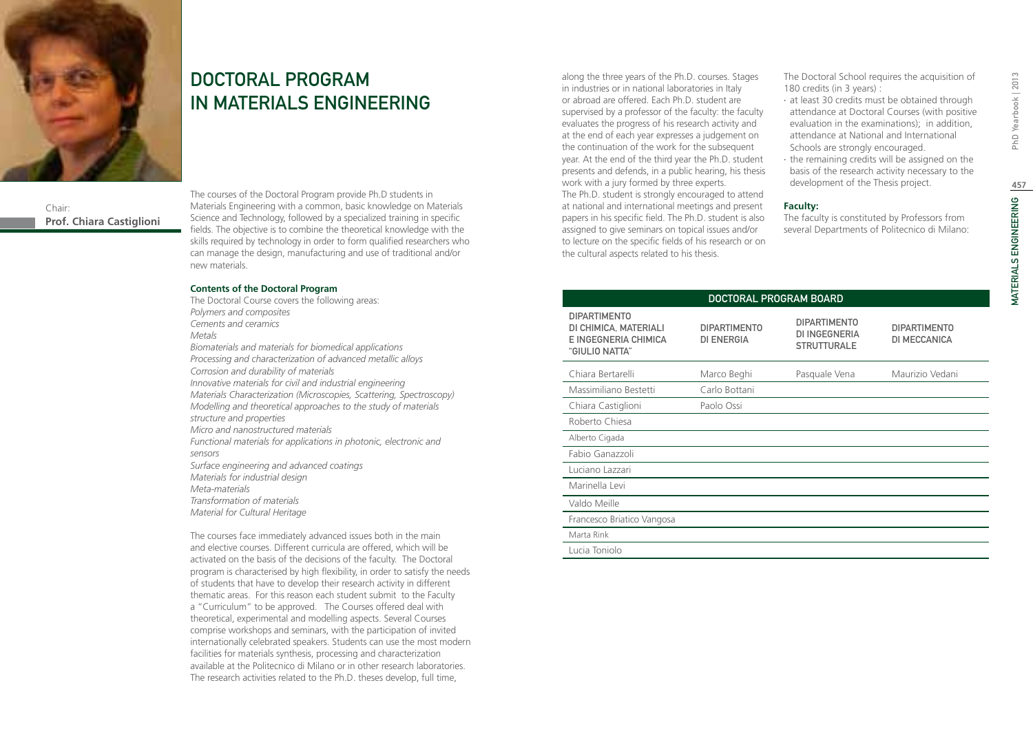# DOCTORAL PROGRAM IN MATERIALS ENGINEERING

Chair:
**Prof. Chiara Castiglioni**

The courses of the Doctoral Program provide Ph.D students in Materials Engineering with a common, basic knowledge on Materials Science and Technology, followed by a specialized training in specific fields. The objective is to combine the theoretical knowledge with the skills required by technology in order to form qualified researchers who can manage the design, manufacturing and use of traditional and/or new materials.

**Contents of the Doctoral Program**

The Doctoral Course covers the following areas:
*Polymers and composites*
*Cements and ceramics*
*Metals*
*Biomaterials and materials for biomedical applications*
*Processing and characterization of advanced metallic alloys*
*Corrosion and durability of materials*
*Innovative materials for civil and industrial engineering*
*Materials Characterization (Microscopies, Scattering, Spectroscopy)*
*Modelling and theoretical approaches to the study of materials structure and properties*
*Micro and nanostructured materials*
*Functional materials for applications in photonic, electronic and sensors*
*Surface engineering and advanced coatings*
*Materials for industrial design*
*Meta-materials*
*Transformation of materials*
*Material for Cultural Heritage*

The courses face immediately advanced issues both in the main and elective courses. Different curricula are offered, which will be activated on the basis of the decisions of the faculty. The Doctoral program is characterised by high flexibility, in order to satisfy the needs of students that have to develop their research activity in different thematic areas. For this reason each student submit to the Faculty a "Curriculum" to be approved. The Courses offered deal with theoretical, experimental and modelling aspects. Several Courses comprise workshops and seminars, with the participation of invited internationally celebrated speakers. Students can use the most modern facilities for materials synthesis, processing and characterization available at the Politecnico di Milano or in other research laboratories. The research activities related to the Ph.D. theses develop, full time, along the three years of the Ph.D. courses. Stages in industries or in national laboratories in Italy or abroad are offered. Each Ph.D. student are supervised by a professor of the faculty: the faculty evaluates the progress of his research activity and at the end of each year expresses a judgement on the continuation of the work for the subsequent year. At the end of the third year the Ph.D. student presents and defends, in a public hearing, his thesis work with a jury formed by three experts.
The Ph.D. student is strongly encouraged to attend at national and international meetings and present papers in his specific field. The Ph.D. student is also assigned to give seminars on topical issues and/or to lecture on the specific fields of his research or on the cultural aspects related to his thesis.

The Doctoral School requires the acquisition of 180 credits (in 3 years) :

- at least 30 credits must be obtained through attendance at Doctoral Courses (with positive evaluation in the examinations); in addition, attendance at National and International Schools are strongly encouraged.
- the remaining credits will be assigned on the basis of the research activity necessary to the development of the Thesis project.

**Faculty:**

The faculty is constituted by Professors from several Departments of Politecnico di Milano:

| DOCTORAL PROGRAM BOARD | | | |
|---|---|---|---|
| DIPARTIMENTO DI CHIMICA, MATERIALI E INGEGNERIA CHIMICA "GIULIO NATTA" | DIPARTIMENTO DI ENERGIA | DIPARTIMENTO DI INGEGNERIA STRUTTURALE | DIPARTIMENTO DI MECCANICA |
| Chiara Bertarelli | Marco Beghi | Pasquale Vena | Maurizio Vedani |
| Massimiliano Bestetti | Carlo Bottani | | |
| Chiara Castiglioni | Paolo Ossi | | |
| Roberto Chiesa | | | |
| Alberto Cigada | | | |
| Fabio Ganazzoli | | | |
| Luciano Lazzari | | | |
| Marinella Levi | | | |
| Valdo Meille | | | |
| Francesco Briatico Vangosa | | | |
| Marta Rink | | | |
| Lucia Toniolo | | | |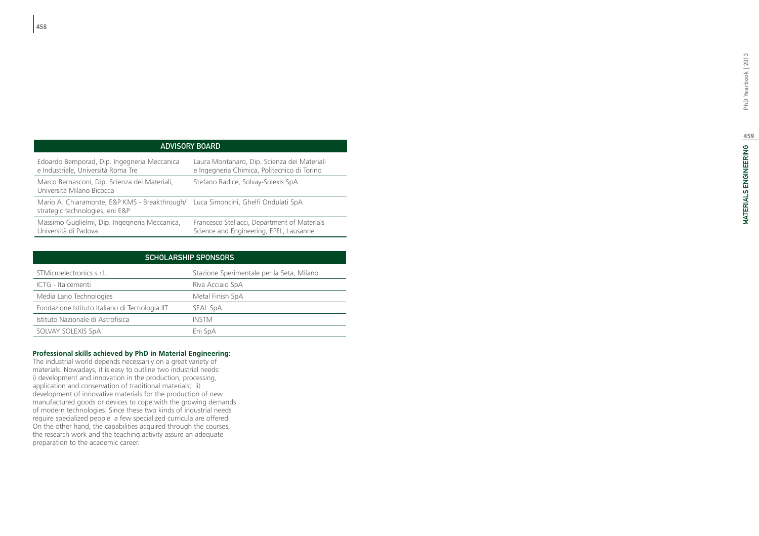| ADVISORY BOARD | |
|---|---|
| Edoardo Bemporad, Dip. Ingegneria Meccanica e Industriale, Università Roma Tre | Laura Montanaro, Dip. Scienza dei Materiali e Ingegneria Chimica, Politecnico di Torino |
| Marco Bernasconi, Dip. Scienza dei Materiali, Università Milano Bicocca | Stefano Radice, Solvay-Solexis SpA |
| Mario A. Chiaramonte, E&P KMS - Breakthrough/ strategic technologies, eni E&P | Luca Simoncini, Ghelfi Ondulati SpA |
| Massimo Guglielmi, Dip. Ingegneria Meccanica, Università di Padova | Francesco Stellacci, Department of Materials Science and Engineering, EPFL, Lausanne |

| SCHOLARSHIP SPONSORS | |
|---|---|
| STMicroelectronics s.r.l. | Stazione Sperimentale per la Seta, Milano |
| ICTG - Italcementi | Riva Acciaio SpA |
| Media Lario Technologies | Metal Finish SpA |
| Fondazione Istituto Italiano di Tecnologia IIT | SEAL SpA |
| Istituto Nazionale di Astrofisica | INSTM |
| SOLVAY SOLEXIS SpA | Eni SpA |

**Professional skills achieved by PhD in Material Engineering:**

The industrial world depends necessarily on a great variety of materials. Nowadays, it is easy to outline two industrial needs: i) development and innovation in the production, processing, application and conservation of traditional materials; ii) development of innovative materials for the production of new manufactured goods or devices to cope with the growing demands of modern technologies. Since these two kinds of industrial needs require specialized people a few specialized curricula are offered. On the other hand, the capabilities acquired through the courses, the research work and the teaching activity assure an adequate preparation to the academic career.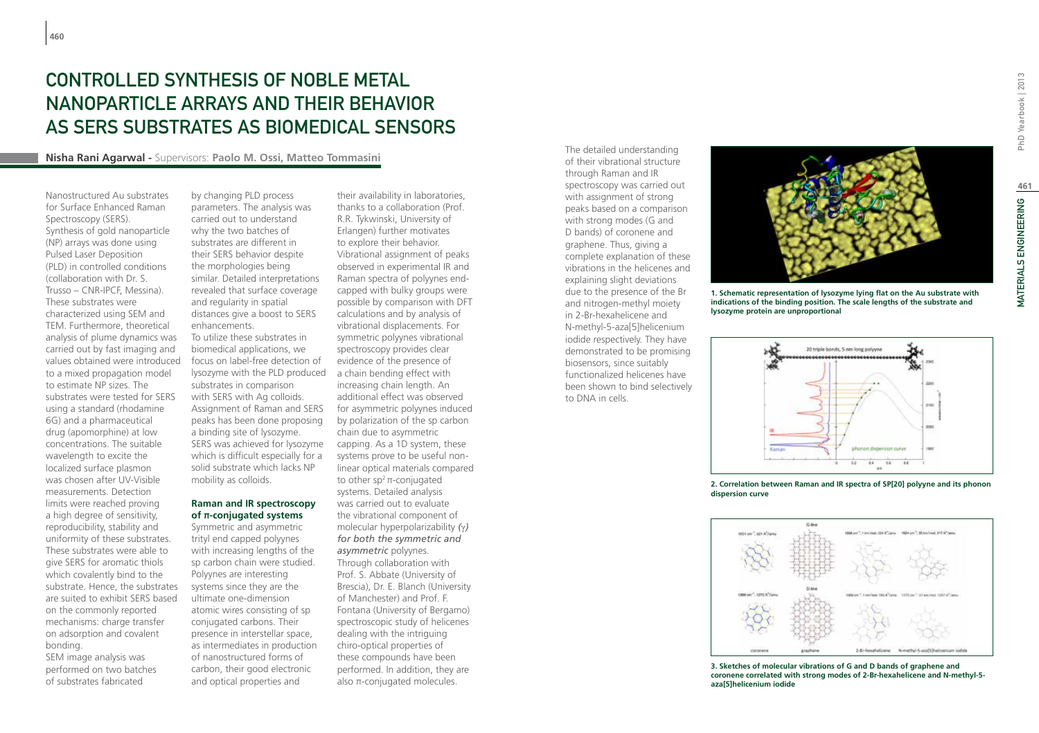# CONTROLLED SYNTHESIS OF NOBLE METAL NANOPARTICLE ARRAYS AND THEIR BEHAVIOR AS SERS SUBSTRATES AS BIOMEDICAL SENSORS

**Nisha Rani Agarwal -** Supervisors: **Paolo M. Ossi, Matteo Tommasini**

Nanostructured Au substrates for Surface Enhanced Raman Spectroscopy (SERS). Synthesis of gold nanoparticle (NP) arrays was done using Pulsed Laser Deposition (PLD) in controlled conditions (collaboration with Dr. S. Trusso – CNR-IPCF, Messina). These substrates were characterized using SEM and TEM. Furthermore, theoretical analysis of plume dynamics was carried out by fast imaging and values obtained were introduced to a mixed propagation model to estimate NP sizes. The substrates were tested for SERS using a standard (rhodamine 6G) and a pharmaceutical drug (apomorphine) at low concentrations. The suitable wavelength to excite the localized surface plasmon was chosen after UV-Visible measurements. Detection limits were reached proving a high degree of sensitivity, reproducibility, stability and uniformity of these substrates. These substrates were able to give SERS for aromatic thiols which covalently bind to the substrate. Hence, the substrates are suited to exhibit SERS based on the commonly reported mechanisms: charge transfer on adsorption and covalent bonding.

SEM image analysis was performed on two batches of substrates fabricated by changing PLD process parameters. The analysis was carried out to understand why the two batches of substrates are different in their SERS behavior despite the morphologies being similar. Detailed interpretations revealed that surface coverage and regularity in spatial distances give a boost to SERS enhancements.

To utilize these substrates in biomedical applications, we focus on label-free detection of lysozyme with the PLD produced substrates in comparison with SERS with Ag colloids. Assignment of Raman and SERS peaks has been done proposing a binding site of lysozyme. SERS was achieved for lysozyme which is difficult especially for a solid substrate which lacks NP mobility as colloids.

### Raman and IR spectroscopy of π-conjugated systems

Symmetric and asymmetric trityl end capped polyynes with increasing lengths of the sp carbon chain were studied. Polyynes are interesting systems since they are the ultimate one-dimension atomic wires consisting of sp conjugated carbons. Their presence in interstellar space, as intermediates in production of nanostructured forms of carbon, their good electronic and optical properties and their availability in laboratories, thanks to a collaboration (Prof. R.R. Tykwinski, University of Erlangen) further motivates to explore their behavior. Vibrational assignment of peaks observed in experimental IR and Raman spectra of polyynes end-capped with bulky groups were possible by comparison with DFT calculations and by analysis of vibrational displacements. For symmetric polyynes vibrational spectroscopy provides clear evidence of the presence of a chain bending effect with increasing chain length. An additional effect was observed for asymmetric polyynes induced by polarization of the sp carbon chain due to asymmetric capping. As a 1D system, these systems prove to be useful non-linear optical materials compared to other $sp^2$ π-conjugated systems. Detailed analysis was carried out to evaluate the vibrational component of molecular hyperpolarizability *(γ) for both the symmetric and asymmetric* polyynes.

Through collaboration with Prof. S. Abbate (University of Brescia), Dr. E. Blanch (University of Manchester) and Prof. F. Fontana (University of Bergamo) spectroscopic study of helicenes dealing with the intriguing chiro-optical properties of these compounds have been performed. In addition, they are also π-conjugated molecules. The detailed understanding of their vibrational structure through Raman and IR spectroscopy was carried out with assignment of strong peaks based on a comparison with strong modes (G and D bands) of coronene and graphene. Thus, giving a complete explanation of these vibrations in the helicenes and explaining slight deviations due to the presence of the Br and nitrogen-methyl moiety in 2-Br-hexahelicene and N-methyl-5-aza[5]helicenium iodide respectively. They have demonstrated to be promising biosensors, since suitably functionalized helicenes have been shown to bind selectively to DNA in cells.

**1. Schematic representation of lysozyme lying flat on the Au substrate with indications of the binding position. The scale lengths of the substrate and lysozyme protein are unproportional**

**2. Correlation between Raman and IR spectra of SP[20] polyyne and its phonon dispersion curve**

**3. Sketches of molecular vibrations of G and D bands of graphene and coronene correlated with strong modes of 2-Br-hexahelicene and N-methyl-5-aza[5]helicenium iodide**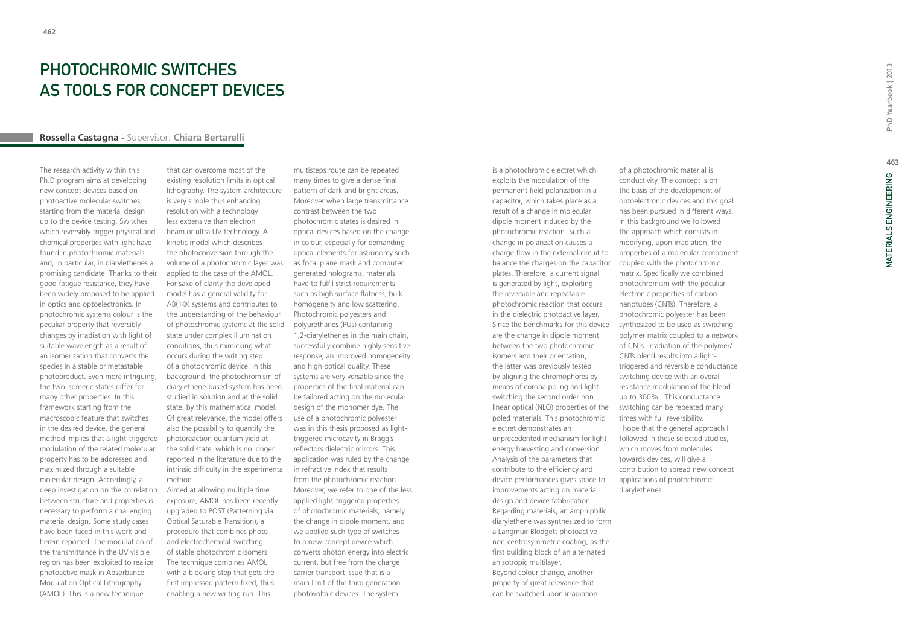# Photochromic Switches as Tools for Concept Devices

**Rossella Castagna** - Supervisor: **Chiara Bertarelli**

The research activity within this Ph.D program aims at developing new concept devices based on photoactive molecular switches, starting from the material design up to the device testing. Switches which reversibly trigger physical and chemical properties with light have found in photochromic materials and, in particular, in diarylethenes a promising candidate. Thanks to their good fatigue resistance, they have been widely proposed to be applied in optics and optoelectronics. In photochromic systems colour is the peculiar property that reversibly changes by irradiation with light of suitable wavelength as a result of an isomerization that converts the species in a stable or metastable photoproduct. Even more intriguing, the two isomeric states differ for many other properties. In this framework starting from the macroscopic feature that switches in the desired device, the general method implies that a light-triggered modulation of the related molecular property has to be addressed and maximized through a suitable molecular design. Accordingly, a deep investigation on the correlation between structure and properties is necessary to perform a challenging material design. Some study cases have been faced in this work and herein reported. The modulation of the transmittance in the UV visible region has been exploited to realize photoactive mask in Absorbance Modulation Optical Lithography (AMOL). This is a new technique that can overcome most of the existing resolution limits in optical lithography. The system architecture is very simple thus enhancing resolution with a technology less expensive than electron beam or ultra UV technology. A kinetic model which describes the photoconversion through the volume of a photochromic layer was applied to the case of the AMOL. For sake of clarity the developed model has a general validity for AB(1Φ) systems and contributes to the understanding of the behaviour of photochromic systems at the solid state under complex illumination conditions, thus mimicking what occurs during the writing step of a photochromic device. In this background, the photochromism of diarylethene-based system has been studied in solution and at the solid state, by this mathematical model. Of great relevance, the model offers also the possibility to quantify the photoreaction quantum yield at the solid state, which is no longer reported in the literature due to the intrinsic difficulty in the experimental method.

Aimed at allowing multiple time exposure, AMOL has been recently upgraded to POST (Patterning via Optical Saturable Transition), a procedure that combines photo- and electrochemical switching of stable photochromic isomers. The technique combines AMOL with a blocking step that gets the first impressed pattern fixed, thus enabling a new writing run. This multisteps route can be repeated many times to give a dense final pattern of dark and bright areas. Moreover when large transmittance contrast between the two photochromic states is desired in optical devices based on the change in colour, especially for demanding optical elements for astronomy such as focal plane mask and computer generated holograms, materials have to fulfil strict requirements such as high surface flatness, bulk homogeneity and low scattering. Photochromic polyesters and polyurethanes (PUs) containing 1,2-diarylethenes in the main chain, successfully combine highly sensitive response, an improved homogeneity and high optical quality. These systems are very versatile since the properties of the final material can be tailored acting on the molecular design of the monomer dye. The use of a photochromic polyester was in this thesis proposed as light-triggered microcavity in Bragg's reflectors dielectric mirrors. This application was ruled by the change in refractive index that results from the photochromic reaction. Moreover, we refer to one of the less applied light-triggered properties of photochromic materials, namely the change in dipole moment. and we applied such type of switches to a new concept device which converts photon energy into electric current, but free from the charge carrier transport issue that is a main limit of the third generation photovoltaic devices. The system is a photochromic electret which exploits the modulation of the permanent field polarization in a capacitor, which takes place as a result of a change in molecular dipole moment induced by the photochromic reaction. Such a change in polarization causes a charge flow in the external circuit to balance the charges on the capacitor plates. Therefore, a current signal is generated by light, exploiting the reversible and repeatable photochromic reaction that occurs in the dielectric photoactive layer. Since the benchmarks for this device are the change in dipole moment between the two photochromic isomers and their orientation, the latter was previously tested by aligning the chromophores by means of corona poling and light switching the second order non linear optical (NLO) properties of the poled materials. This photochromic electret demonstrates an unprecedented mechanism for light energy harvesting and conversion. Analysis of the parameters that contribute to the efficiency and device performances gives space to improvements acting on material design and device fabbrication. Regarding materials, an amphiphilic diarylethene was synthesized to form a Langmuir-Blodgett photoactive non-centrosymmetric coating, as the first building block of an alternated anisotropic multilayer.

Beyond colour change, another property of great relevance that can be switched upon irradiation of a photochromic material is conductivity. The concept is on the basis of the development of optoelectronic devices and this goal has been pursued in different ways. In this background we followed the approach which consists in modifying, upon irradiation, the properties of a molecular component coupled with the photochromic matrix. Specifically we combined photochromism with the peculiar electronic properties of carbon nanotubes (CNTs). Therefore, a photochromic polyester has been synthesized to be used as switching polymer matrix coupled to a network of CNTs. Irradiation of the polymer/CNTs blend results into a light-triggered and reversible conductance switching device with an overall resistance modulation of the blend up to 300% . This conductance switching can be repeated many times with full reversibility.

I hope that the general approach I followed in these selected studies, which moves from molecules towards devices, will give a contribution to spread new concept applications of photochromic diarylethenes.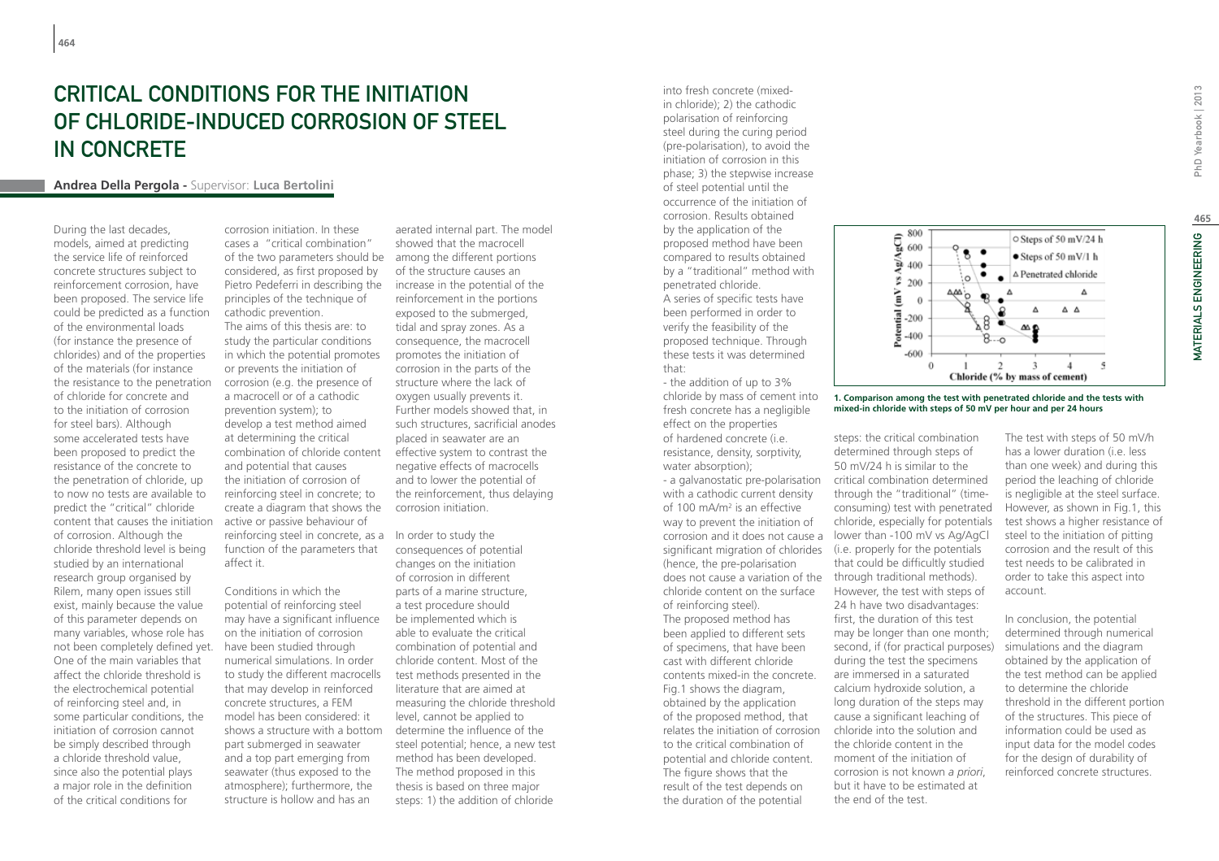# CRITICAL CONDITIONS FOR THE INITIATION OF CHLORIDE-INDUCED CORROSION OF STEEL IN CONCRETE

**Andrea Della Pergola** - Supervisor: **Luca Bertolini**

During the last decades, models, aimed at predicting the service life of reinforced concrete structures subject to reinforcement corrosion, have been proposed. The service life could be predicted as a function of the environmental loads (for instance the presence of chlorides) and of the properties of the materials (for instance the resistance to the penetration of chloride for concrete and to the initiation of corrosion for steel bars). Although some accelerated tests have been proposed to predict the resistance of the concrete to the penetration of chloride, up to now no tests are available to predict the "critical" chloride content that causes the initiation of corrosion. Although the chloride threshold level is being studied by an international research group organised by Rilem, many open issues still exist, mainly because the value of this parameter depends on many variables, whose role has not been completely defined yet. One of the main variables that affect the chloride threshold is the electrochemical potential of reinforcing steel and, in some particular conditions, the initiation of corrosion cannot be simply described through a chloride threshold value, since also the potential plays a major role in the definition of the critical conditions for corrosion initiation. In these cases a "critical combination" of the two parameters should be considered, as first proposed by Pietro Pedeferri in describing the principles of the technique of cathodic prevention.

The aims of this thesis are: to study the particular conditions in which the potential promotes or prevents the initiation of corrosion (e.g. the presence of a macrocell or of a cathodic prevention system); to develop a test method aimed at determining the critical combination of chloride content and potential that causes the initiation of corrosion of reinforcing steel in concrete; to create a diagram that shows the active or passive behaviour of reinforcing steel in concrete, as a function of the parameters that affect it.

Conditions in which the potential of reinforcing steel may have a significant influence on the initiation of corrosion have been studied through numerical simulations. In order to study the different macrocells that may develop in reinforced concrete structures, a FEM model has been considered: it shows a structure with a bottom part submerged in seawater and a top part emerging from seawater (thus exposed to the atmosphere); furthermore, the structure is hollow and has an aerated internal part. The model showed that the macrocell among the different portions of the structure causes an increase in the potential of the reinforcement in the portions exposed to the submerged, tidal and spray zones. As a consequence, the macrocell promotes the initiation of corrosion in the parts of the structure where the lack of oxygen usually prevents it. Further models showed that, in such structures, sacrificial anodes placed in seawater are an effective system to contrast the negative effects of macrocells and to lower the potential of the reinforcement, thus delaying corrosion initiation.

In order to study the consequences of potential changes on the initiation of corrosion in different parts of a marine structure, a test procedure should be implemented which is able to evaluate the critical combination of potential and chloride content. Most of the test methods presented in the literature that are aimed at measuring the chloride threshold level, cannot be applied to determine the influence of the steel potential; hence, a new test method has been developed. The method proposed in this thesis is based on three major steps: 1) the addition of chloride into fresh concrete (mixed-in chloride); 2) the cathodic polarisation of reinforcing steel during the curing period (pre-polarisation), to avoid the initiation of corrosion in this phase; 3) the stepwise increase of steel potential until the occurrence of the initiation of corrosion. Results obtained by the application of the proposed method have been compared to results obtained by a "traditional" method with penetrated chloride.

A series of specific tests have been performed in order to verify the feasibility of the proposed technique. Through these tests it was determined that:

- the addition of up to 3% chloride by mass of cement into fresh concrete has a negligible effect on the properties of hardened concrete (i.e. resistance, density, sorptivity, water absorption);
- a galvanostatic pre-polarisation with a cathodic current density of 100 mA/m$^2$ is an effective way to prevent the initiation of corrosion and it does not cause a significant migration of chlorides (hence, the pre-polarisation does not cause a variation of the chloride content on the surface of reinforcing steel).

The proposed method has been applied to different sets of specimens, that have been cast with different chloride contents mixed-in the concrete. Fig.1 shows the diagram, obtained by the application of the proposed method, that relates the initiation of corrosion to the critical combination of potential and chloride content. The figure shows that the result of the test depends on the duration of the potential steps: the critical combination determined through steps of 50 mV/24 h is similar to the critical combination determined through the "traditional" (time-consuming) test with penetrated chloride, especially for potentials lower than -100 mV vs Ag/AgCl (i.e. properly for the potentials that could be difficultly studied through traditional methods). However, the test with steps of 24 h have two disadvantages: first, the duration of this test may be longer than one month; second, if (for practical purposes) during the test the specimens are immersed in a saturated calcium hydroxide solution, a long duration of the steps may cause a significant leaching of chloride into the solution and the chloride content in the moment of the initiation of corrosion is not known *a priori*, but it have to be estimated at the end of the test.

**1. Comparison among the test with penetrated chloride and the tests with mixed-in chloride with steps of 50 mV per hour and per 24 hours**

The test with steps of 50 mV/h has a lower duration (i.e. less than one week) and during this period the leaching of chloride is negligible at the steel surface. However, as shown in Fig.1, this test shows a higher resistance of steel to the initiation of pitting corrosion and the result of this test needs to be calibrated in order to take this aspect into account.

In conclusion, the potential determined through numerical simulations and the diagram obtained by the application of the test method can be applied to determine the chloride threshold in the different portion of the structures. This piece of information could be used as input data for the model codes for the design of durability of reinforced concrete structures.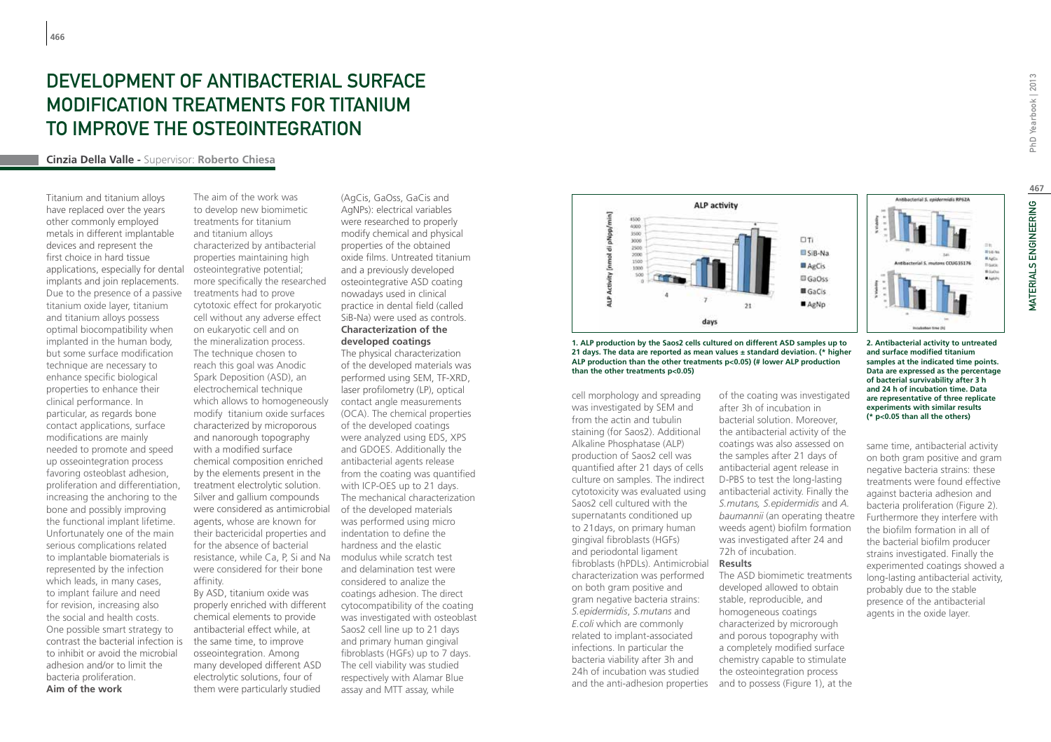# Development of Antibacterial Surface Modification Treatments for Titanium to Improve the Osteointegration

**Cinzia Della Valle** - Supervisor: **Roberto Chiesa**

Titanium and titanium alloys have replaced over the years other commonly employed metals in different implantable devices and represent the first choice in hard tissue applications, especially for dental implants and join replacements. Due to the presence of a passive titanium oxide layer, titanium and titanium alloys possess optimal biocompatibility when implanted in the human body, but some surface modification technique are necessary to enhance specific biological properties to enhance their clinical performance. In particular, as regards bone contact applications, surface modifications are mainly needed to promote and speed up osseointegration process favoring osteoblast adhesion, proliferation and differentiation, increasing the anchoring to the bone and possibly improving the functional implant lifetime. Unfortunately one of the main serious complications related to implantable biomaterials is represented by the infection which leads, in many cases, to implant failure and need for revision, increasing also the social and health costs. One possible smart strategy to contrast the bacterial infection is to inhibit or avoid the microbial adhesion and/or to limit the bacteria proliferation.

**Aim of the work**

The aim of the work was to develop new biomimetic treatments for titanium and titanium alloys characterized by antibacterial properties maintaining high osteointegrative potential; more specifically the researched treatments had to prove cytotoxic effect for prokaryotic cell without any adverse effect on eukaryotic cell and on the mineralization process. The technique chosen to reach this goal was Anodic Spark Deposition (ASD), an electrochemical technique which allows to homogeneously modify titanium oxide surfaces characterized by microporous and nanorough topography with a modified surface chemical composition enriched by the elements present in the treatment electrolytic solution. Silver and gallium compounds were considered as antimicrobial agents, whose are known for their bactericidal properties and for the absence of bacterial resistance, while Ca, P, Si and Na were considered for their bone affinity.

By ASD, titanium oxide was properly enriched with different chemical elements to provide antibacterial effect while, at the same time, to improve osseointegration. Among many developed different ASD electrolytic solutions, four of them were particularly studied (AgCis, GaOss, GaCis and AgNPs): electrical variables were researched to properly modify chemical and physical properties of the obtained oxide films. Untreated titanium and a previously developed osteointegrative ASD coating nowadays used in clinical practice in dental field (called SiB-Na) were used as controls.

**Characterization of the developed coatings**

The physical characterization of the developed materials was performed using SEM, TF-XRD, laser profilometry (LP), optical contact angle measurements (OCA). The chemical properties of the developed coatings were analyzed using EDS, XPS and GDOES. Additionally the antibacterial agents release from the coating was quantified with ICP-OES up to 21 days. The mechanical characterization of the developed materials was performed using micro indentation to define the hardness and the elastic modulus while scratch test and delamination test were considered to analize the coatings adhesion. The direct cytocompatibility of the coating was investigated with osteoblast Saos2 cell line up to 21 days and primary human gingival fibroblasts (HGFs) up to 7 days. The cell viability was studied respectively with Alamar Blue assay and MTT assay, while cell morphology and spreading was investigated by SEM and from the actin and tubulin staining (for Saos2). Additional Alkaline Phosphatase (ALP) production of Saos2 cell was quantified after 21 days of cells culture on samples. The indirect cytotoxicity was evaluated using Saos2 cell cultured with the supernatants conditioned up to 21days, on primary human gingival fibroblasts (HGFs) and periodontal ligament fibroblasts (hPDLs). Antimicrobial characterization was performed on both gram positive and gram negative bacteria strains: *S.epidermidis*, *S.mutans* and *E.coli* which are commonly related to implant-associated infections. In particular the bacteria viability after 3h and 24h of incubation was studied and the anti-adhesion properties of the coating was investigated after 3h of incubation in bacterial solution. Moreover, the antibacterial activity of the coatings was also assessed on the samples after 21 days of antibacterial agent release in D-PBS to test the long-lasting antibacterial activity. Finally the *S.mutans, S.epidermidis* and *A. baumannii* (an operating theatre weeds agent) biofilm formation was investigated after 24 and 72h of incubation.

**Results**

The ASD biomimetic treatments developed allowed to obtain stable, reproducible, and homogeneous coatings characterized by microrough and porous topography with a completely modified surface chemistry capable to stimulate the osteointegration process and to possess (Figure 1), at the same time, antibacterial activity on both gram positive and gram negative bacteria strains: these treatments were found effective against bacteria adhesion and bacteria proliferation (Figure 2). Furthermore they interfere with the biofilm formation in all of the bacterial biofilm producer strains investigated. Finally the experimented coatings showed a long-lasting antibacterial activity, probably due to the stable presence of the antibacterial agents in the oxide layer.

**1. ALP production by the Saos2 cells cultured on different ASD samples up to 21 days. The data are reported as mean values ± standard deviation. (* higher ALP production than the other treatments p<0.05) (# lower ALP production than the other treatments p<0.05)**

**2. Antibacterial activity to untreated and surface modified titanium samples at the indicated time points. Data are expressed as the percentage of bacterial survivability after 3 h and 24 h of incubation time. Data are representative of three replicate experiments with similar results (* p<0.05 than all the others)**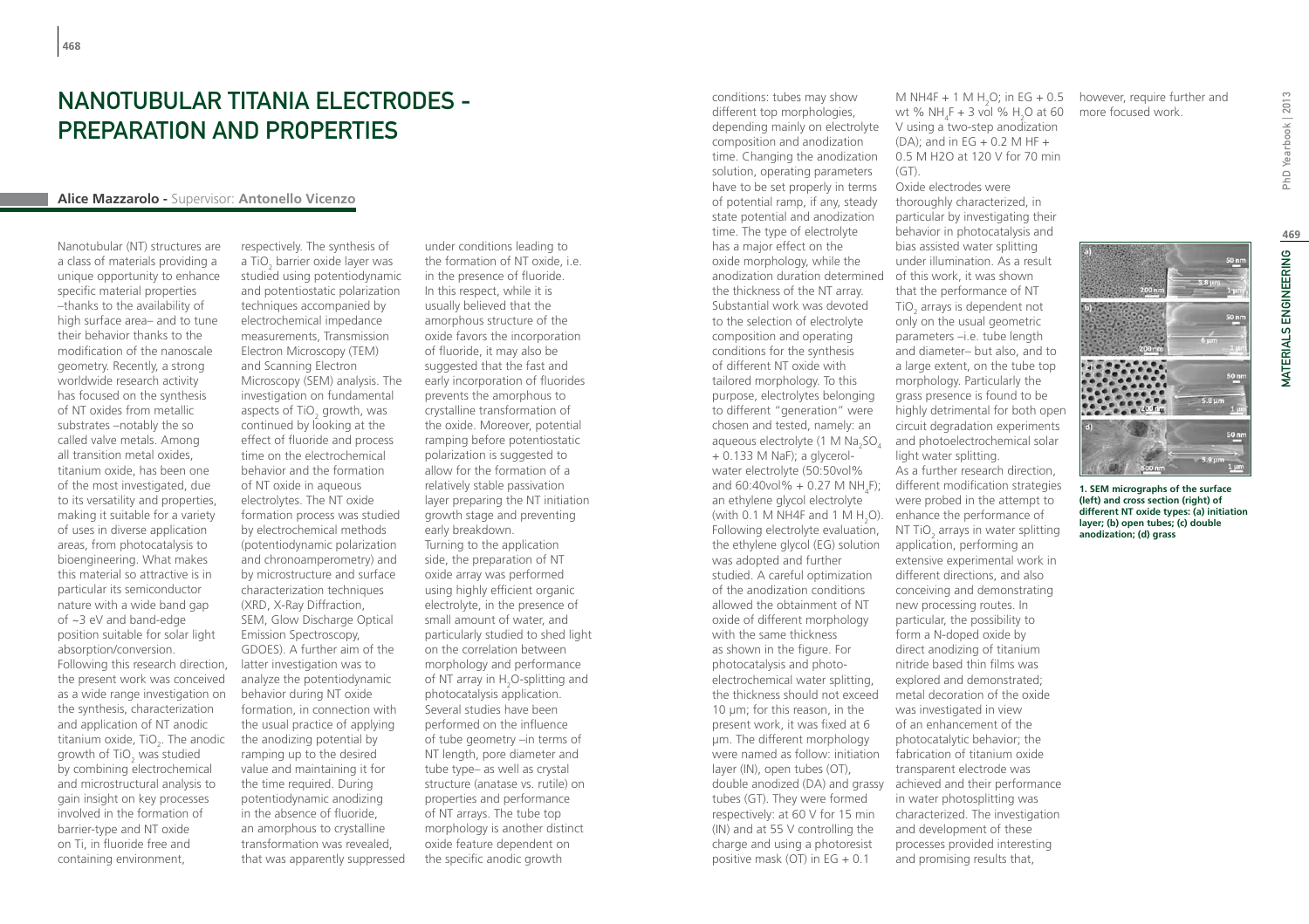# Nanotubular Titania Electrodes - Preparation and Properties

**Alice Mazzarolo** - Supervisor: **Antonello Vicenzo**

Nanotubular (NT) structures are a class of materials providing a unique opportunity to enhance specific material properties –thanks to the availability of high surface area– and to tune their behavior thanks to the modification of the nanoscale geometry. Recently, a strong worldwide research activity has focused on the synthesis of NT oxides from metallic substrates –notably the so called valve metals. Among all transition metal oxides, titanium oxide, has been one of the most investigated, due to its versatility and properties, making it suitable for a variety of uses in diverse application areas, from photocatalysis to bioengineering. What makes this material so attractive is in particular its semiconductor nature with a wide band gap of ~3 eV and band-edge position suitable for solar light absorption/conversion.

Following this research direction, the present work was conceived as a wide range investigation on the synthesis, characterization and application of NT anodic titanium oxide, $TiO_2$. The anodic growth of $TiO_2$ was studied by combining electrochemical and microstructural analysis to gain insight on key processes involved in the formation of barrier-type and NT oxide on Ti, in fluoride free and containing environment, respectively. The synthesis of a $TiO_2$ barrier oxide layer was studied using potentiodynamic and potentiostatic polarization techniques accompanied by electrochemical impedance measurements, Transmission Electron Microscopy (TEM) and Scanning Electron Microscopy (SEM) analysis. The investigation on fundamental aspects of $TiO_2$ growth, was continued by looking at the effect of fluoride and process time on the electrochemical behavior and the formation of NT oxide in aqueous electrolytes. The NT oxide formation process was studied by electrochemical methods (potentiodynamic polarization and chronoamperometry) and by microstructure and surface characterization techniques (XRD, X-Ray Diffraction, SEM, Glow Discharge Optical Emission Spectroscopy, GDOES). A further aim of the latter investigation was to analyze the potentiodynamic behavior during NT oxide formation, in connection with the usual practice of applying the anodizing potential by ramping up to the desired value and maintaining it for the time required. During potentiodynamic anodizing in the absence of fluoride, an amorphous to crystalline transformation was revealed, that was apparently suppressed under conditions leading to the formation of NT oxide, i.e. in the presence of fluoride. In this respect, while it is usually believed that the amorphous structure of the oxide favors the incorporation of fluoride, it may also be suggested that the fast and early incorporation of fluorides prevents the amorphous to crystalline transformation of the oxide. Moreover, potential ramping before potentiostatic polarization is suggested to allow for the formation of a relatively stable passivation layer preparing the NT initiation growth stage and preventing early breakdown.

Turning to the application side, the preparation of NT oxide array was performed using highly efficient organic electrolyte, in the presence of small amount of water, and particularly studied to shed light on the correlation between morphology and performance of NT array in $H_2O$-splitting and photocatalysis application. Several studies have been performed on the influence of tube geometry –in terms of NT length, pore diameter and tube type– as well as crystal structure (anatase vs. rutile) on properties and performance of NT arrays. The tube top morphology is another distinct oxide feature dependent on the specific anodic growth conditions: tubes may show different top morphologies, depending mainly on electrolyte composition and anodization time. Changing the anodization solution, operating parameters have to be set properly in terms of potential ramp, if any, steady state potential and anodization time. The type of electrolyte has a major effect on the oxide morphology, while the anodization duration determined the thickness of the NT array. Substantial work was devoted to the selection of electrolyte composition and operating conditions for the synthesis of different NT oxide with tailored morphology. To this purpose, electrolytes belonging to different "generation" were chosen and tested, namely: an aqueous electrolyte (1 M $Na_2SO_4$ + 0.133 M NaF); a glycerol-water electrolyte (50:50vol% and 60:40vol% + 0.27 M $NH_4F$); an ethylene glycol electrolyte (with 0.1 M NH4F and 1 M $H_2O$). Following electrolyte evaluation, the ethylene glycol (EG) solution was adopted and further studied. A careful optimization of the anodization conditions allowed the obtainment of NT oxide of different morphology with the same thickness as shown in the figure. For photocatalysis and photo-electrochemical water splitting, the thickness should not exceed 10 μm; for this reason, in the present work, it was fixed at 6 μm. The different morphology were named as follow: initiation layer (IN), open tubes (OT), double anodized (DA) and grassy tubes (GT). They were formed respectively: at 60 V for 15 min (IN) and at 55 V controlling the charge and using a photoresist positive mask (OT) in EG + 0.1 M NH4F + 1 M $H_2O$; in EG + 0.5 wt % $NH_4F$ + 3 vol % $H_2O$ at 60 V using a two-step anodization (DA); and in EG + 0.2 M HF + 0.5 M H2O at 120 V for 70 min (GT).

Oxide electrodes were thoroughly characterized, in particular by investigating their behavior in photocatalysis and bias assisted water splitting under illumination. As a result of this work, it was shown that the performance of NT $TiO_2$ arrays is dependent not only on the usual geometric parameters –i.e. tube length and diameter– but also, and to a large extent, on the tube top morphology. Particularly the grass presence is found to be highly detrimental for both open circuit degradation experiments and photoelectrochemical solar light water splitting.

As a further research direction, different modification strategies were probed in the attempt to enhance the performance of NT $TiO_2$ arrays in water splitting application, performing an extensive experimental work in different directions, and also conceiving and demonstrating new processing routes. In particular, the possibility to form a N-doped oxide by direct anodizing of titanium nitride based thin films was explored and demonstrated; metal decoration of the oxide was investigated in view of an enhancement of the photocatalytic behavior; the fabrication of titanium oxide transparent electrode was achieved and their performance in water photosplitting was characterized. The investigation and development of these processes provided interesting and promising results that, however, require further and more focused work.

**1. SEM micrographs of the surface (left) and cross section (right) of different NT oxide types: (a) initiation layer; (b) open tubes; (c) double anodization; (d) grass**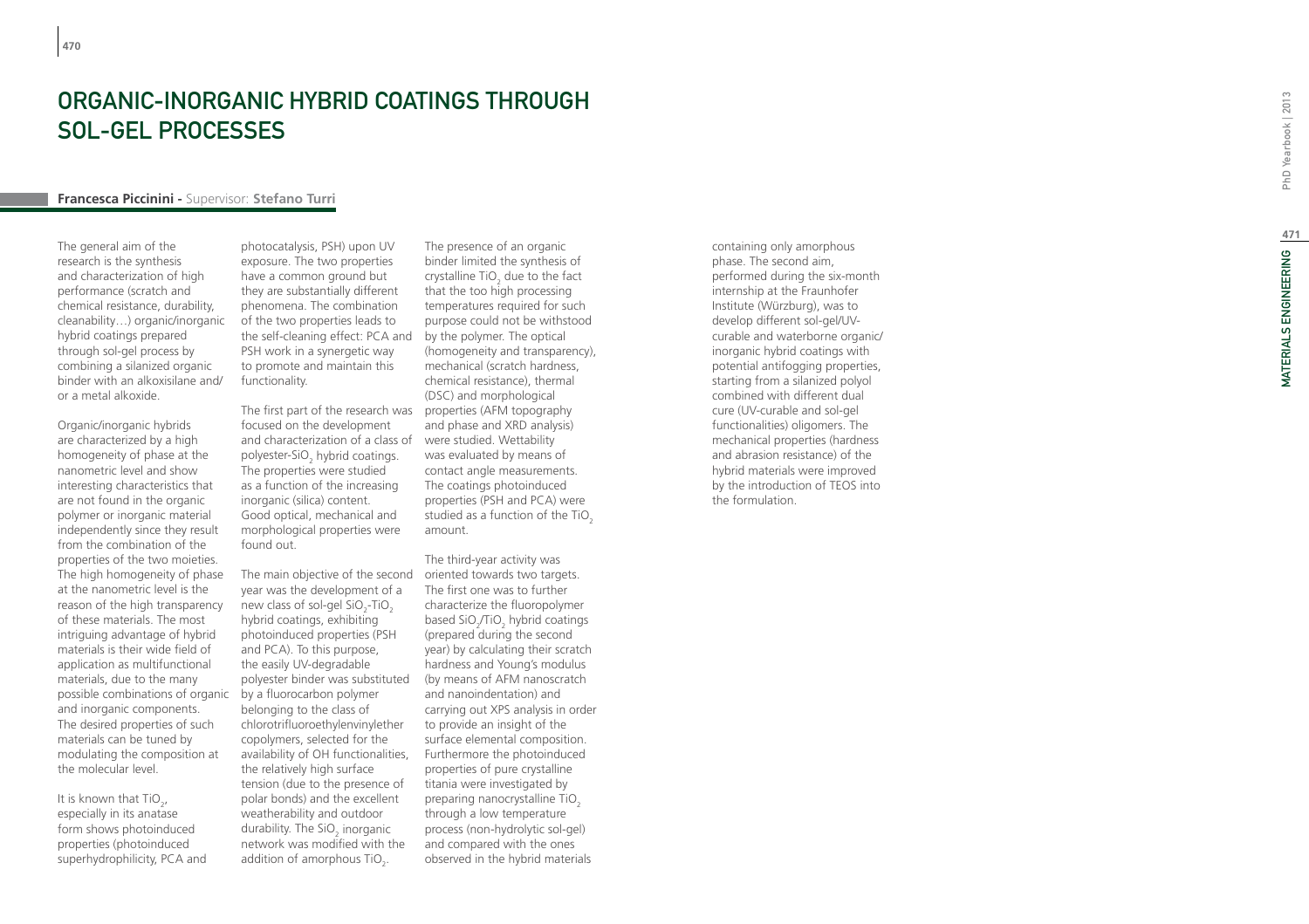# Organic-Inorganic Hybrid Coatings Through Sol-Gel Processes

**Francesca Piccinini** - Supervisor: **Stefano Turri**

The general aim of the research is the synthesis and characterization of high performance (scratch and chemical resistance, durability, cleanability…) organic/inorganic hybrid coatings prepared through sol-gel process by combining a silanized organic binder with an alkoxisilane and/or a metal alkoxide.

Organic/inorganic hybrids are characterized by a high homogeneity of phase at the nanometric level and show interesting characteristics that are not found in the organic polymer or inorganic material independently since they result from the combination of the properties of the two moieties. The high homogeneity of phase at the nanometric level is the reason of the high transparency of these materials. The most intriguing advantage of hybrid materials is their wide field of application as multifunctional materials, due to the many possible combinations of organic and inorganic components. The desired properties of such materials can be tuned by modulating the composition at the molecular level.

It is known that $TiO_2$, especially in its anatase form shows photoinduced properties (photoinduced superhydrophilicity, PCA and photocatalysis, PSH) upon UV exposure. The two properties have a common ground but they are substantially different phenomena. The combination of the two properties leads to the self-cleaning effect: PCA and PSH work in a synergetic way to promote and maintain this functionality.

The first part of the research was focused on the development and characterization of a class of polyester-$SiO_2$ hybrid coatings. The properties were studied as a function of the increasing inorganic (silica) content. Good optical, mechanical and morphological properties were found out.

The main objective of the second year was the development of a new class of sol-gel $SiO_2$-$TiO_2$ hybrid coatings, exhibiting photoinduced properties (PSH and PCA). To this purpose, the easily UV-degradable polyester binder was substituted by a fluorocarbon polymer belonging to the class of chlorotrifluoroethylenvinylether copolymers, selected for the availability of OH functionalities, the relatively high surface tension (due to the presence of polar bonds) and the excellent weatherability and outdoor durability. The $SiO_2$ inorganic network was modified with the addition of amorphous $TiO_2$.

The presence of an organic binder limited the synthesis of crystalline $TiO_2$ due to the fact that the too high processing temperatures required for such purpose could not be withstood by the polymer. The optical (homogeneity and transparency), mechanical (scratch hardness, chemical resistance), thermal (DSC) and morphological properties (AFM topography and phase and XRD analysis) were studied. Wettability was evaluated by means of contact angle measurements. The coatings photoinduced properties (PSH and PCA) were studied as a function of the $TiO_2$ amount.

The third-year activity was oriented towards two targets. The first one was to further characterize the fluoropolymer based $SiO_2$/$TiO_2$ hybrid coatings (prepared during the second year) by calculating their scratch hardness and Young's modulus (by means of AFM nanoscratch and nanoindentation) and carrying out XPS analysis in order to provide an insight of the surface elemental composition. Furthermore the photoinduced properties of pure crystalline titania were investigated by preparing nanocrystalline $TiO_2$ through a low temperature process (non-hydrolytic sol-gel) and compared with the ones observed in the hybrid materials containing only amorphous phase. The second aim, performed during the six-month internship at the Fraunhofer Institute (Würzburg), was to develop different sol-gel/UV-curable and waterborne organic/inorganic hybrid coatings with potential antifogging properties, starting from a silanized polyol combined with different dual cure (UV-curable and sol-gel functionalities) oligomers. The mechanical properties (hardness and abrasion resistance) of the hybrid materials were improved by the introduction of TEOS into the formulation.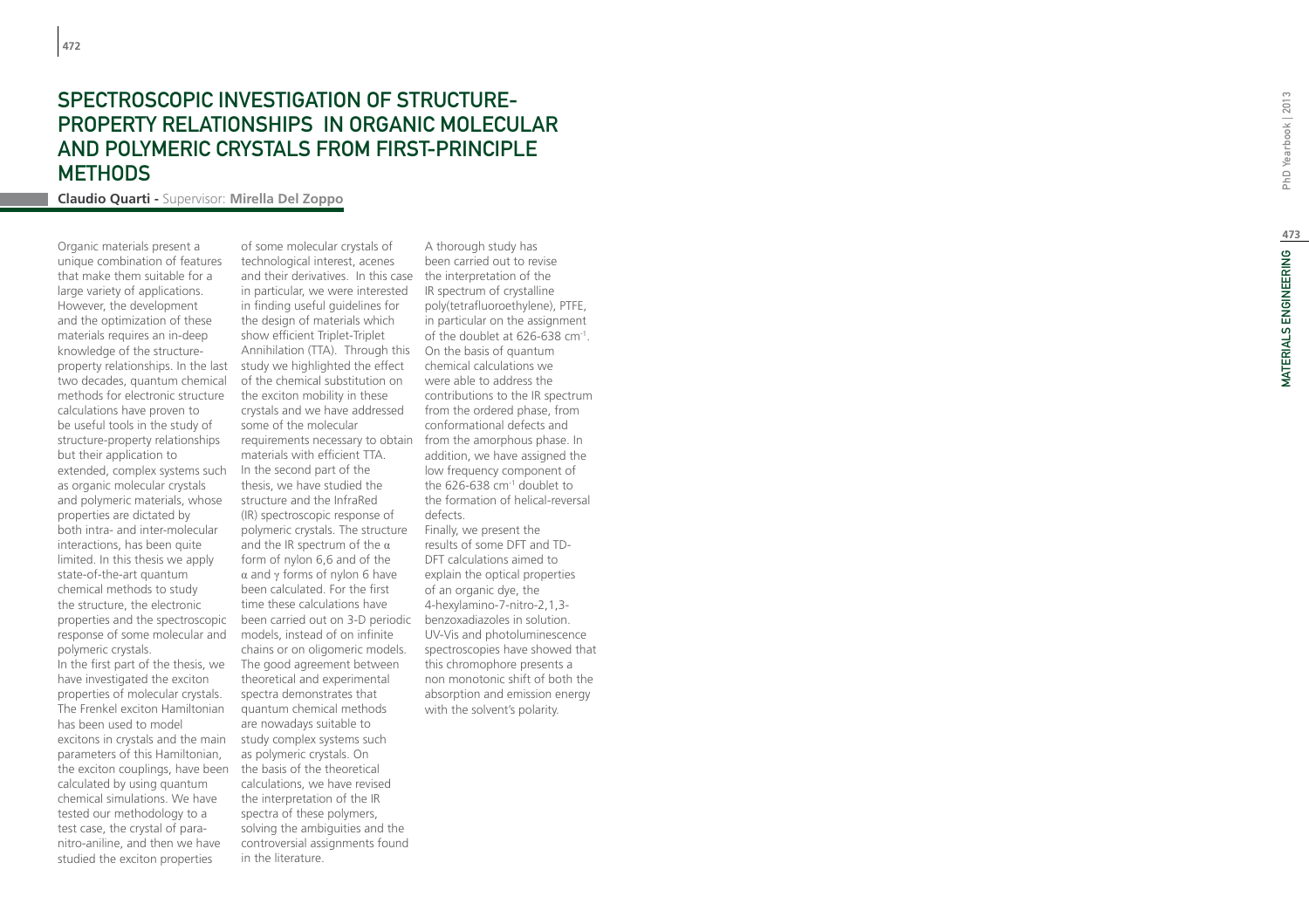# SPECTROSCOPIC INVESTIGATION OF STRUCTURE-PROPERTY RELATIONSHIPS IN ORGANIC MOLECULAR AND POLYMERIC CRYSTALS FROM FIRST-PRINCIPLE METHODS

**Claudio Quarti -** Supervisor: **Mirella Del Zoppo**

Organic materials present a unique combination of features that make them suitable for a large variety of applications. However, the development and the optimization of these materials requires an in-deep knowledge of the structure-property relationships. In the last two decades, quantum chemical methods for electronic structure calculations have proven to be useful tools in the study of structure-property relationships but their application to extended, complex systems such as organic molecular crystals and polymeric materials, whose properties are dictated by both intra- and inter-molecular interactions, has been quite limited. In this thesis we apply state-of-the-art quantum chemical methods to study the structure, the electronic properties and the spectroscopic response of some molecular and polymeric crystals.

In the first part of the thesis, we have investigated the exciton properties of molecular crystals. The Frenkel exciton Hamiltonian has been used to model excitons in crystals and the main parameters of this Hamiltonian, the exciton couplings, have been calculated by using quantum chemical simulations. We have tested our methodology to a test case, the crystal of para-nitro-aniline, and then we have studied the exciton properties of some molecular crystals of technological interest, acenes and their derivatives. In this case in particular, we were interested in finding useful guidelines for the design of materials which show efficient Triplet-Triplet Annihilation (TTA). Through this study we highlighted the effect of the chemical substitution on the exciton mobility in these crystals and we have addressed some of the molecular requirements necessary to obtain materials with efficient TTA.

In the second part of the thesis, we have studied the structure and the InfraRed (IR) spectroscopic response of polymeric crystals. The structure and the IR spectrum of the $\alpha$ form of nylon 6,6 and of the $\alpha$ and $\gamma$ forms of nylon 6 have been calculated. For the first time these calculations have been carried out on 3-D periodic models, instead of on infinite chains or on oligomeric models. The good agreement between theoretical and experimental spectra demonstrates that quantum chemical methods are nowadays suitable to study complex systems such as polymeric crystals. On the basis of the theoretical calculations, we have revised the interpretation of the IR spectra of these polymers, solving the ambiguities and the controversial assignments found in the literature.

A thorough study has been carried out to revise the interpretation of the IR spectrum of crystalline poly(tetrafluoroethylene), PTFE, in particular on the assignment of the doublet at 626-638 $cm^{-1}$. On the basis of quantum chemical calculations we were able to address the contributions to the IR spectrum from the ordered phase, from conformational defects and from the amorphous phase. In addition, we have assigned the low frequency component of the 626-638 $cm^{-1}$ doublet to the formation of helical-reversal defects.

Finally, we present the results of some DFT and TD-DFT calculations aimed to explain the optical properties of an organic dye, the 4-hexylamino-7-nitro-2,1,3-benzoxadiazoles in solution. UV-Vis and photoluminescence spectroscopies have showed that this chromophore presents a non monotonic shift of both the absorption and emission energy with the solvent's polarity.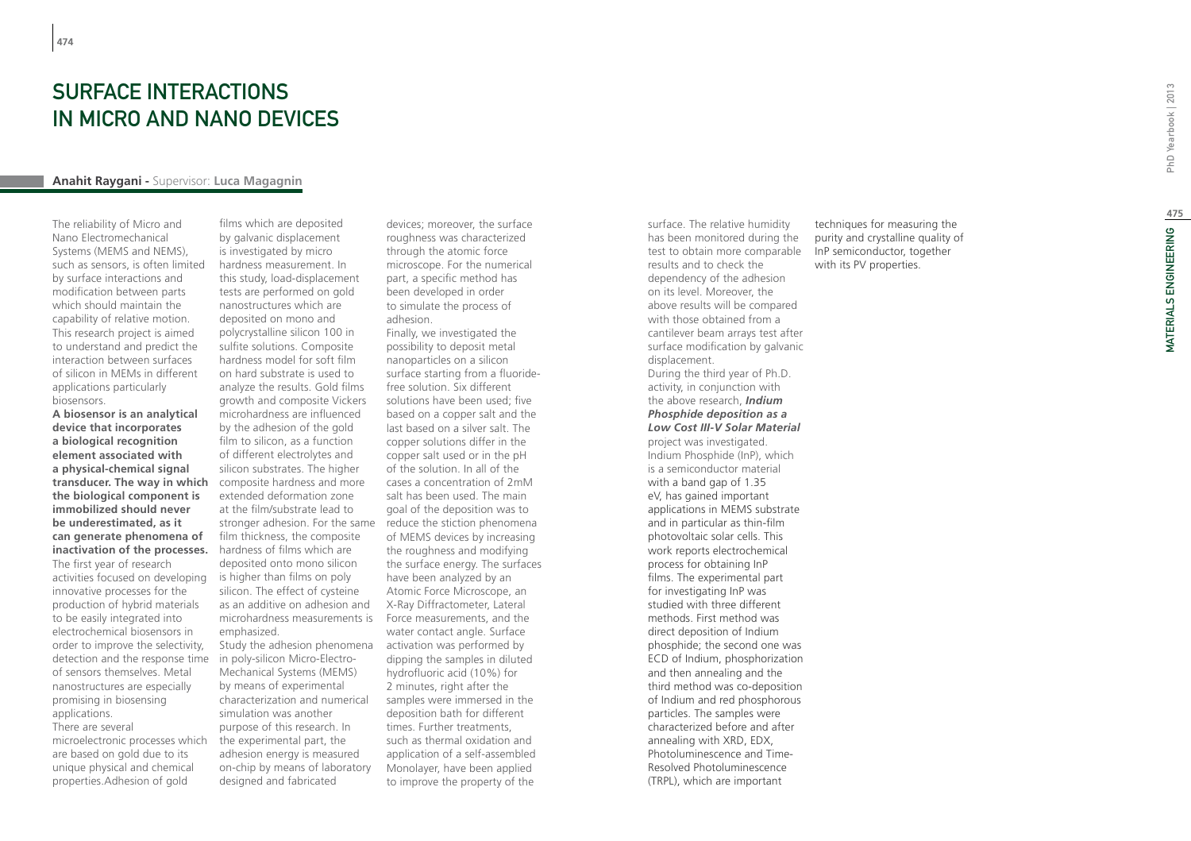# SURFACE INTERACTIONS IN MICRO AND NANO DEVICES

**Anahit Raygani** - Supervisor: **Luca Magagnin**

The reliability of Micro and Nano Electromechanical Systems (MEMS and NEMS), such as sensors, is often limited by surface interactions and modification between parts which should maintain the capability of relative motion. This research project is aimed to understand and predict the interaction between surfaces of silicon in MEMs in different applications particularly biosensors.

**A biosensor is an analytical device that incorporates a biological recognition element associated with a physical-chemical signal transducer. The way in which the biological component is immobilized should never be underestimated, as it can generate phenomena of inactivation of the processes.**

The first year of research activities focused on developing innovative processes for the production of hybrid materials to be easily integrated into electrochemical biosensors in order to improve the selectivity, detection and the response time of sensors themselves. Metal nanostructures are especially promising in biosensing applications.

There are several microelectronic processes which are based on gold due to its unique physical and chemical properties.Adhesion of gold films which are deposited by galvanic displacement is investigated by micro hardness measurement. In this study, load-displacement tests are performed on gold nanostructures which are deposited on mono and polycrystalline silicon 100 in sulfite solutions. Composite hardness model for soft film on hard substrate is used to analyze the results. Gold films growth and composite Vickers microhardness are influenced by the adhesion of the gold film to silicon, as a function of different electrolytes and silicon substrates. The higher composite hardness and more extended deformation zone at the film/substrate lead to stronger adhesion. For the same film thickness, the composite hardness of films which are deposited onto mono silicon is higher than films on poly silicon. The effect of cysteine as an additive on adhesion and microhardness measurements is emphasized.

Study the adhesion phenomena in poly-silicon Micro-Electro-Mechanical Systems (MEMS) by means of experimental characterization and numerical simulation was another purpose of this research. In the experimental part, the adhesion energy is measured on-chip by means of laboratory designed and fabricated devices; moreover, the surface roughness was characterized through the atomic force microscope. For the numerical part, a specific method has been developed in order to simulate the process of adhesion.

Finally, we investigated the possibility to deposit metal nanoparticles on a silicon surface starting from a fluoride-free solution. Six different solutions have been used; five based on a copper salt and the last based on a silver salt. The copper solutions differ in the copper salt used or in the pH of the solution. In all of the cases a concentration of 2mM salt has been used. The main goal of the deposition was to reduce the stiction phenomena of MEMS devices by increasing the roughness and modifying the surface energy. The surfaces have been analyzed by an Atomic Force Microscope, an X-Ray Diffractometer, Lateral Force measurements, and the water contact angle. Surface activation was performed by dipping the samples in diluted hydrofluoric acid (10%) for 2 minutes, right after the samples were immersed in the deposition bath for different times. Further treatments, such as thermal oxidation and application of a self-assembled Monolayer, have been applied to improve the property of the surface. The relative humidity has been monitored during the test to obtain more comparable results and to check the dependency of the adhesion on its level. Moreover, the above results will be compared with those obtained from a cantilever beam arrays test after surface modification by galvanic displacement.

During the third year of Ph.D. activity, in conjunction with the above research, ***Indium Phosphide deposition as a Low Cost III-V Solar Material*** project was investigated. Indium Phosphide (InP), which is a semiconductor material with a band gap of 1.35 eV, has gained important applications in MEMS substrate and in particular as thin-film photovoltaic solar cells. This work reports electrochemical process for obtaining InP films. The experimental part for investigating InP was studied with three different methods. First method was direct deposition of Indium phosphide; the second one was ECD of Indium, phosphorization and then annealing and the third method was co-deposition of Indium and red phosphorous particles. The samples were characterized before and after annealing with XRD, EDX, Photoluminescence and Time-Resolved Photoluminescence (TRPL), which are important techniques for measuring the purity and crystalline quality of InP semiconductor, together with its PV properties.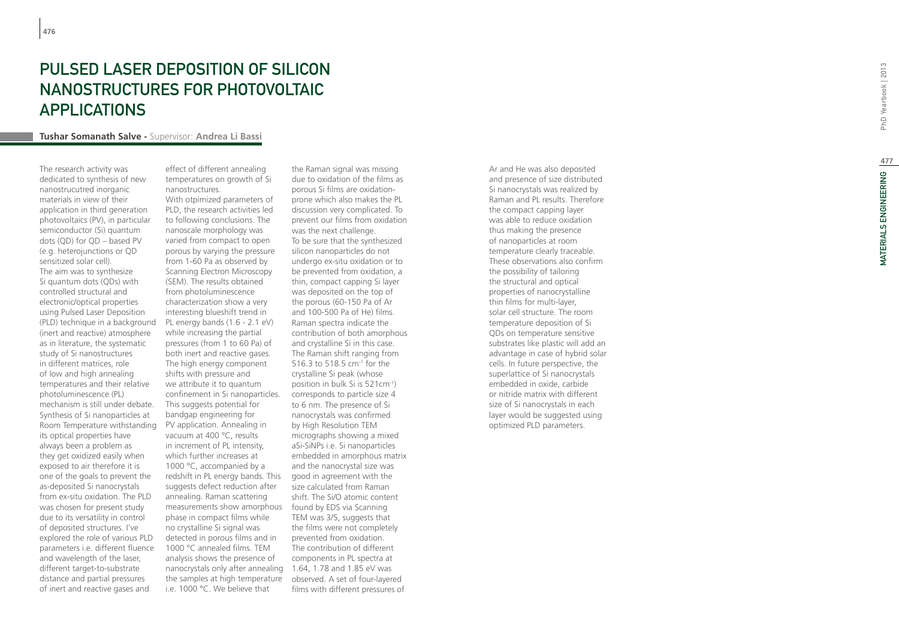# Pulsed Laser Deposition of Silicon Nanostructures for Photovoltaic Applications

**Tushar Somanath Salve** - Supervisor: **Andrea Li Bassi**

The research activity was dedicated to synthesis of new nanostrucutred inorganic materials in view of their application in third generation photovoltaics (PV), in particular semiconductor (Si) quantum dots (QD) for QD – based PV (e.g. heterojunctions or QD sensitized solar cell).
The aim was to synthesize Si quantum dots (QDs) with controlled structural and electronic/optical properties using Pulsed Laser Deposition (PLD) technique in a background (inert and reactive) atmosphere as in literature, the systematic study of Si nanostructures in different matrices, role of low and high annealing temperatures and their relative photoluminescence (PL) mechanism is still under debate. Synthesis of Si nanoparticles at Room Temperature withstanding its optical properties have always been a problem as they get oxidized easily when exposed to air therefore it is one of the goals to prevent the as-deposited Si nanocrystals from ex-situ oxidation. The PLD was chosen for present study due to its versatility in control of deposited structures. I've explored the role of various PLD parameters i.e. different fluence and wavelength of the laser, different target-to-substrate distance and partial pressures of inert and reactive gases and effect of different annealing temperatures on growth of Si nanostructures.
With otpimized parameters of PLD, the research activities led to following conclusions. The nanoscale morphology was varied from compact to open porous by varying the pressure from 1-60 Pa as observed by Scanning Electron Microscopy (SEM). The results obtained from photoluminescence characterization show a very interesting blueshift trend in PL energy bands (1.6 - 2.1 eV) while increasing the partial pressures (from 1 to 60 Pa) of both inert and reactive gases. The high energy component shifts with pressure and we attribute it to quantum confinement in Si nanoparticles. This suggests potential for bandgap engineering for PV application. Annealing in vacuum at 400 °C, results in increment of PL intensity, which further increases at 1000 °C, accompanied by a redshift in PL energy bands. This suggests defect reduction after annealing. Raman scattering measurements show amorphous phase in compact films while no crystalline Si signal was detected in porous films and in 1000 °C annealed films. TEM analysis shows the presence of nanocrystals only after annealing the samples at high temperature i.e. 1000 °C. We believe that the Raman signal was missing due to oxidation of the films as porous Si films are oxidation-prone which also makes the PL discussion very complicated. To prevent our films from oxidation was the next challenge.
To be sure that the synthesized silicon nanoparticles do not undergo ex-situ oxidation or to be prevented from oxidation, a thin, compact capping Si layer was deposited on the top of the porous (60-150 Pa of Ar and 100-500 Pa of He) films. Raman spectra indicate the contribution of both amorphous and crystalline Si in this case. The Raman shift ranging from 516.3 to 518.5 $cm^{-1}$ for the crystalline Si peak (whose position in bulk Si is 521$cm^{-1}$) corresponds to particle size 4 to 6 nm. The presence of Si nanocrystals was confirmed by High Resolution TEM micrographs showing a mixed aSi-SiNPs i.e. Si nanoparticles embedded in amorphous matrix and the nanocrystal size was good in agreement with the size calculated from Raman shift. The Si/O atomic content found by EDS via Scanning TEM was 3/5, suggests that the films were not completely prevented from oxidation. The contribution of different components in PL spectra at 1.64, 1.78 and 1.85 eV was observed. A set of four-layered films with different pressures of Ar and He was also deposited and presence of size distributed Si nanocrystals was realized by Raman and PL results. Therefore the compact capping layer was able to reduce oxidation thus making the presence of nanoparticles at room temperature clearly traceable. These observations also confirm the possibility of tailoring the structural and optical properties of nanocrystalline thin films for multi-layer, solar cell structure. The room temperature deposition of Si QDs on temperature sensitive substrates like plastic will add an advantage in case of hybrid solar cells. In future perspective, the superlattice of Si nanocrystals embedded in oxide, carbide or nitride matrix with different size of Si nanocrystals in each layer would be suggested using optimized PLD parameters.